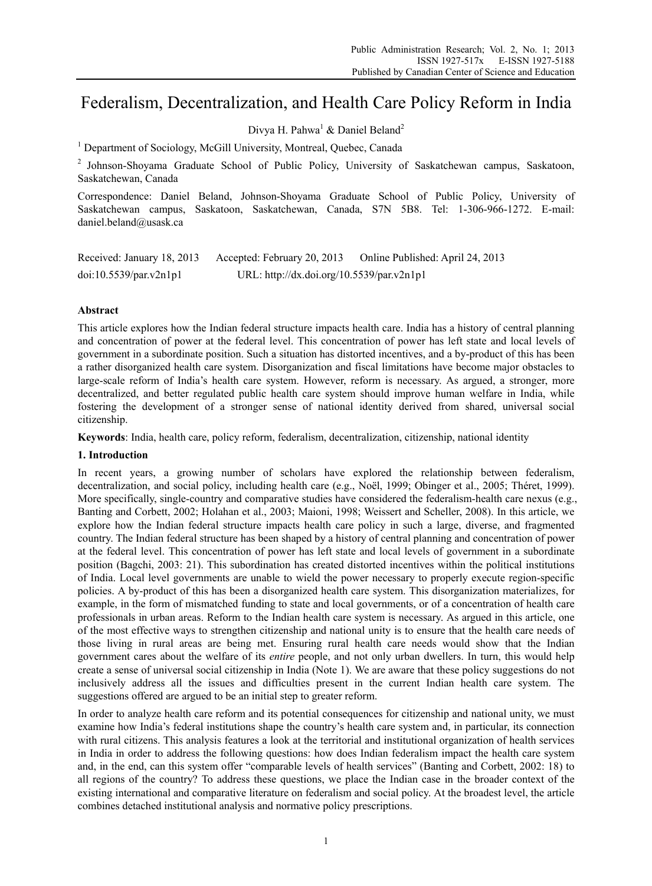# Federalism, Decentralization, and Health Care Policy Reform in India

Divya H. Pahwa[1] & Daniel Beland[2]

[1] Department of Sociology, McGill University, Montreal, Quebec, Canada

[2] Johnson-Shoyama Graduate School of Public Policy, University of Saskatchewan campus, Saskatoon, Saskatchewan, Canada

Correspondence: Daniel Beland, Johnson-Shoyama Graduate School of Public Policy, University of Saskatchewan campus, Saskatoon, Saskatchewan, Canada, S7N 5B8. Tel: 1-306-966-1272. E-mail: daniel.beland@usask.ca

Received: January 18, 2013 Accepted: February 20, 2013 Online Published: April 24, 2013

doi:10.5539/par.v2n1p1 URL: http://dx.doi.org/10.5539/par.v2n1p1

## Abstract

This article explores how the Indian federal structure impacts health care. India has a history of central planning and concentration of power at the federal level. This concentration of power has left state and local levels of government in a subordinate position. Such a situation has distorted incentives, and a by-product of this has been a rather disorganized health care system. Disorganization and fiscal limitations have become major obstacles to large-scale reform of India's health care system. However, reform is necessary. As argued, a stronger, more decentralized, and better regulated public health care system should improve human welfare in India, while fostering the development of a stronger sense of national identity derived from shared, universal social citizenship.

**Keywords**: India, health care, policy reform, federalism, decentralization, citizenship, national identity

## 1. Introduction

In recent years, a growing number of scholars have explored the relationship between federalism, decentralization, and social policy, including health care (e.g., Noël, 1999; Obinger et al., 2005; Théret, 1999). More specifically, single-country and comparative studies have considered the federalism-health care nexus (e.g., Banting and Corbett, 2002; Holahan et al., 2003; Maioni, 1998; Weissert and Scheller, 2008). In this article, we explore how the Indian federal structure impacts health care policy in such a large, diverse, and fragmented country. The Indian federal structure has been shaped by a history of central planning and concentration of power at the federal level. This concentration of power has left state and local levels of government in a subordinate position (Bagchi, 2003: 21). This subordination has created distorted incentives within the political institutions of India. Local level governments are unable to wield the power necessary to properly execute region-specific policies. A by-product of this has been a disorganized health care system. This disorganization materializes, for example, in the form of mismatched funding to state and local governments, or of a concentration of health care professionals in urban areas. Reform to the Indian health care system is necessary. As argued in this article, one of the most effective ways to strengthen citizenship and national unity is to ensure that the health care needs of those living in rural areas are being met. Ensuring rural health care needs would show that the Indian government cares about the welfare of its *entire* people, and not only urban dwellers. In turn, this would help create a sense of universal social citizenship in India (Note 1). We are aware that these policy suggestions do not inclusively address all the issues and difficulties present in the current Indian health care system. The suggestions offered are argued to be an initial step to greater reform.

In order to analyze health care reform and its potential consequences for citizenship and national unity, we must examine how India's federal institutions shape the country's health care system and, in particular, its connection with rural citizens. This analysis features a look at the territorial and institutional organization of health services in India in order to address the following questions: how does Indian federalism impact the health care system and, in the end, can this system offer "comparable levels of health services" (Banting and Corbett, 2002: 18) to all regions of the country? To address these questions, we place the Indian case in the broader context of the existing international and comparative literature on federalism and social policy. At the broadest level, the article combines detached institutional analysis and normative policy prescriptions.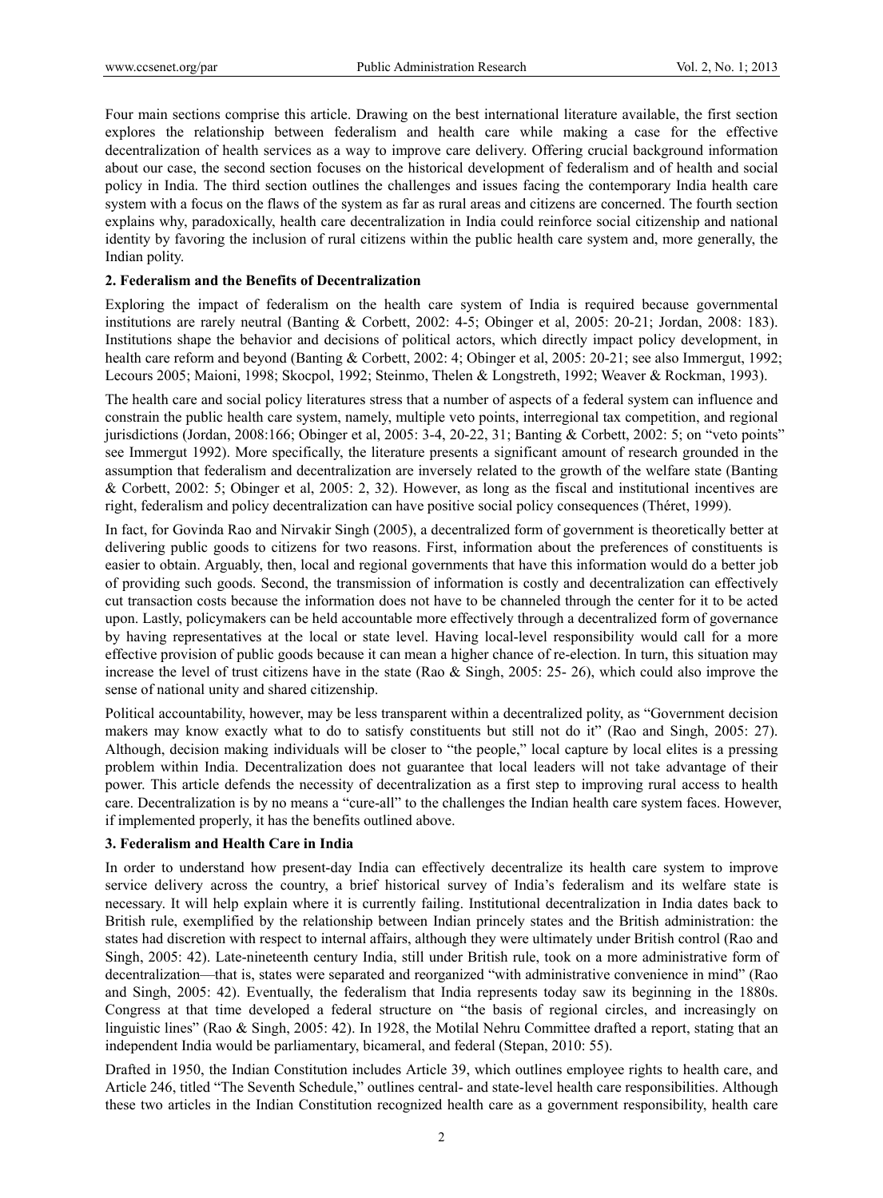Four main sections comprise this article. Drawing on the best international literature available, the first section explores the relationship between federalism and health care while making a case for the effective decentralization of health services as a way to improve care delivery. Offering crucial background information about our case, the second section focuses on the historical development of federalism and of health and social policy in India. The third section outlines the challenges and issues facing the contemporary India health care system with a focus on the flaws of the system as far as rural areas and citizens are concerned. The fourth section explains why, paradoxically, health care decentralization in India could reinforce social citizenship and national identity by favoring the inclusion of rural citizens within the public health care system and, more generally, the Indian polity.

## 2. Federalism and the Benefits of Decentralization

Exploring the impact of federalism on the health care system of India is required because governmental institutions are rarely neutral (Banting & Corbett, 2002: 4-5; Obinger et al, 2005: 20-21; Jordan, 2008: 183). Institutions shape the behavior and decisions of political actors, which directly impact policy development, in health care reform and beyond (Banting & Corbett, 2002: 4; Obinger et al, 2005: 20-21; see also Immergut, 1992; Lecours 2005; Maioni, 1998; Skocpol, 1992; Steinmo, Thelen & Longstreth, 1992; Weaver & Rockman, 1993).

The health care and social policy literatures stress that a number of aspects of a federal system can influence and constrain the public health care system, namely, multiple veto points, interregional tax competition, and regional jurisdictions (Jordan, 2008:166; Obinger et al, 2005: 3-4, 20-22, 31; Banting & Corbett, 2002: 5; on "veto points" see Immergut 1992). More specifically, the literature presents a significant amount of research grounded in the assumption that federalism and decentralization are inversely related to the growth of the welfare state (Banting & Corbett, 2002: 5; Obinger et al, 2005: 2, 32). However, as long as the fiscal and institutional incentives are right, federalism and policy decentralization can have positive social policy consequences (Théret, 1999).

In fact, for Govinda Rao and Nirvakir Singh (2005), a decentralized form of government is theoretically better at delivering public goods to citizens for two reasons. First, information about the preferences of constituents is easier to obtain. Arguably, then, local and regional governments that have this information would do a better job of providing such goods. Second, the transmission of information is costly and decentralization can effectively cut transaction costs because the information does not have to be channeled through the center for it to be acted upon. Lastly, policymakers can be held accountable more effectively through a decentralized form of governance by having representatives at the local or state level. Having local-level responsibility would call for a more effective provision of public goods because it can mean a higher chance of re-election. In turn, this situation may increase the level of trust citizens have in the state (Rao & Singh, 2005: 25- 26), which could also improve the sense of national unity and shared citizenship.

Political accountability, however, may be less transparent within a decentralized polity, as "Government decision makers may know exactly what to do to satisfy constituents but still not do it" (Rao and Singh, 2005: 27). Although, decision making individuals will be closer to "the people," local capture by local elites is a pressing problem within India. Decentralization does not guarantee that local leaders will not take advantage of their power. This article defends the necessity of decentralization as a first step to improving rural access to health care. Decentralization is by no means a "cure-all" to the challenges the Indian health care system faces. However, if implemented properly, it has the benefits outlined above.

## 3. Federalism and Health Care in India

In order to understand how present-day India can effectively decentralize its health care system to improve service delivery across the country, a brief historical survey of India's federalism and its welfare state is necessary. It will help explain where it is currently failing. Institutional decentralization in India dates back to British rule, exemplified by the relationship between Indian princely states and the British administration: the states had discretion with respect to internal affairs, although they were ultimately under British control (Rao and Singh, 2005: 42). Late-nineteenth century India, still under British rule, took on a more administrative form of decentralization—that is, states were separated and reorganized "with administrative convenience in mind" (Rao and Singh, 2005: 42). Eventually, the federalism that India represents today saw its beginning in the 1880s. Congress at that time developed a federal structure on "the basis of regional circles, and increasingly on linguistic lines" (Rao & Singh, 2005: 42). In 1928, the Motilal Nehru Committee drafted a report, stating that an independent India would be parliamentary, bicameral, and federal (Stepan, 2010: 55).

Drafted in 1950, the Indian Constitution includes Article 39, which outlines employee rights to health care, and Article 246, titled "The Seventh Schedule," outlines central- and state-level health care responsibilities. Although these two articles in the Indian Constitution recognized health care as a government responsibility, health care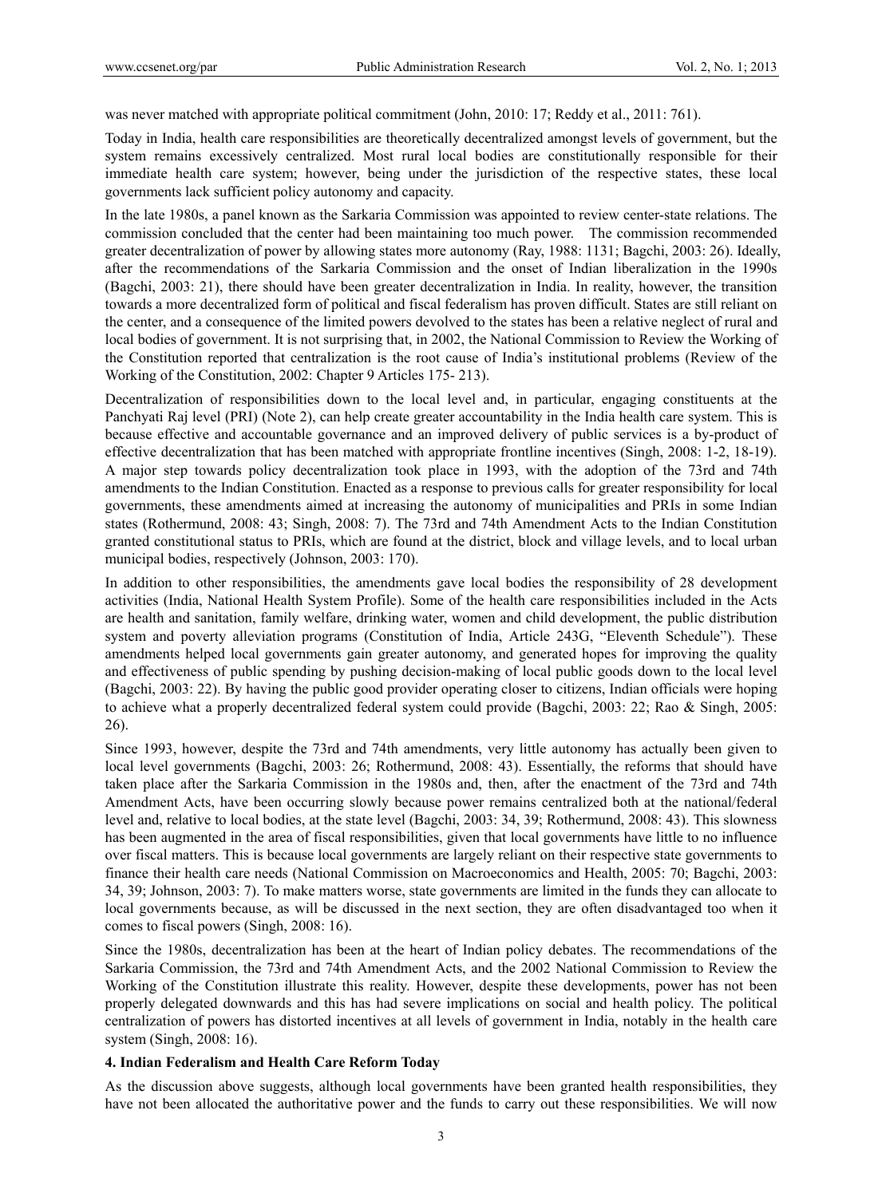was never matched with appropriate political commitment (John, 2010: 17; Reddy et al., 2011: 761).

Today in India, health care responsibilities are theoretically decentralized amongst levels of government, but the system remains excessively centralized. Most rural local bodies are constitutionally responsible for their immediate health care system; however, being under the jurisdiction of the respective states, these local governments lack sufficient policy autonomy and capacity.

In the late 1980s, a panel known as the Sarkaria Commission was appointed to review center-state relations. The commission concluded that the center had been maintaining too much power. The commission recommended greater decentralization of power by allowing states more autonomy (Ray, 1988: 1131; Bagchi, 2003: 26). Ideally, after the recommendations of the Sarkaria Commission and the onset of Indian liberalization in the 1990s (Bagchi, 2003: 21), there should have been greater decentralization in India. In reality, however, the transition towards a more decentralized form of political and fiscal federalism has proven difficult. States are still reliant on the center, and a consequence of the limited powers devolved to the states has been a relative neglect of rural and local bodies of government. It is not surprising that, in 2002, the National Commission to Review the Working of the Constitution reported that centralization is the root cause of India's institutional problems (Review of the Working of the Constitution, 2002: Chapter 9 Articles 175- 213).

Decentralization of responsibilities down to the local level and, in particular, engaging constituents at the Panchyati Raj level (PRI) (Note 2), can help create greater accountability in the India health care system. This is because effective and accountable governance and an improved delivery of public services is a by-product of effective decentralization that has been matched with appropriate frontline incentives (Singh, 2008: 1-2, 18-19). A major step towards policy decentralization took place in 1993, with the adoption of the 73rd and 74th amendments to the Indian Constitution. Enacted as a response to previous calls for greater responsibility for local governments, these amendments aimed at increasing the autonomy of municipalities and PRIs in some Indian states (Rothermund, 2008: 43; Singh, 2008: 7). The 73rd and 74th Amendment Acts to the Indian Constitution granted constitutional status to PRIs, which are found at the district, block and village levels, and to local urban municipal bodies, respectively (Johnson, 2003: 170).

In addition to other responsibilities, the amendments gave local bodies the responsibility of 28 development activities (India, National Health System Profile). Some of the health care responsibilities included in the Acts are health and sanitation, family welfare, drinking water, women and child development, the public distribution system and poverty alleviation programs (Constitution of India, Article 243G, "Eleventh Schedule"). These amendments helped local governments gain greater autonomy, and generated hopes for improving the quality and effectiveness of public spending by pushing decision-making of local public goods down to the local level (Bagchi, 2003: 22). By having the public good provider operating closer to citizens, Indian officials were hoping to achieve what a properly decentralized federal system could provide (Bagchi, 2003: 22; Rao & Singh, 2005: 26).

Since 1993, however, despite the 73rd and 74th amendments, very little autonomy has actually been given to local level governments (Bagchi, 2003: 26; Rothermund, 2008: 43). Essentially, the reforms that should have taken place after the Sarkaria Commission in the 1980s and, then, after the enactment of the 73rd and 74th Amendment Acts, have been occurring slowly because power remains centralized both at the national/federal level and, relative to local bodies, at the state level (Bagchi, 2003: 34, 39; Rothermund, 2008: 43). This slowness has been augmented in the area of fiscal responsibilities, given that local governments have little to no influence over fiscal matters. This is because local governments are largely reliant on their respective state governments to finance their health care needs (National Commission on Macroeconomics and Health, 2005: 70; Bagchi, 2003: 34, 39; Johnson, 2003: 7). To make matters worse, state governments are limited in the funds they can allocate to local governments because, as will be discussed in the next section, they are often disadvantaged too when it comes to fiscal powers (Singh, 2008: 16).

Since the 1980s, decentralization has been at the heart of Indian policy debates. The recommendations of the Sarkaria Commission, the 73rd and 74th Amendment Acts, and the 2002 National Commission to Review the Working of the Constitution illustrate this reality. However, despite these developments, power has not been properly delegated downwards and this has had severe implications on social and health policy. The political centralization of powers has distorted incentives at all levels of government in India, notably in the health care system (Singh, 2008: 16).

## 4. Indian Federalism and Health Care Reform Today

As the discussion above suggests, although local governments have been granted health responsibilities, they have not been allocated the authoritative power and the funds to carry out these responsibilities. We will now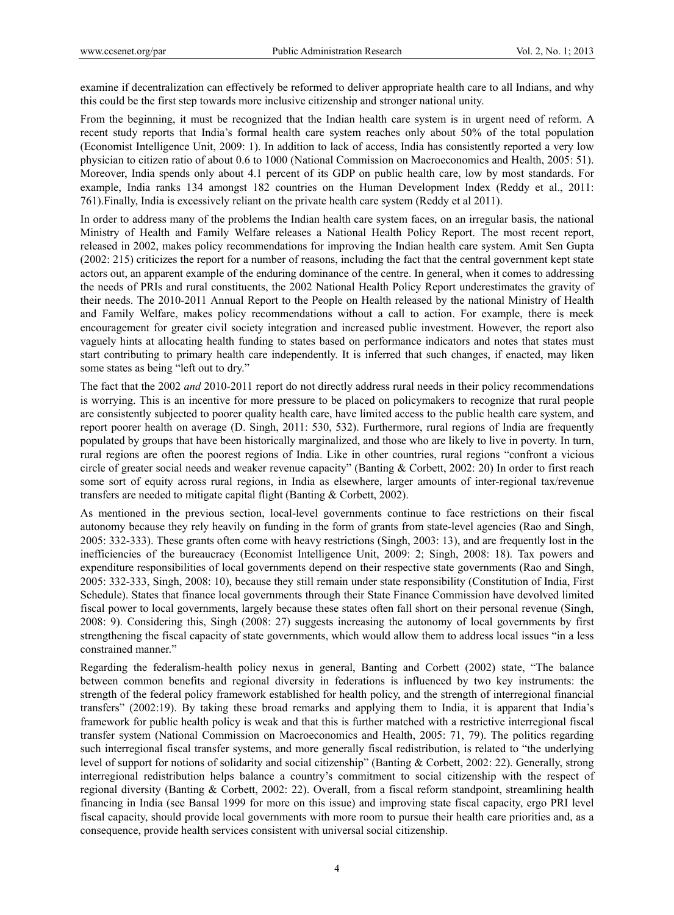examine if decentralization can effectively be reformed to deliver appropriate health care to all Indians, and why this could be the first step towards more inclusive citizenship and stronger national unity.

From the beginning, it must be recognized that the Indian health care system is in urgent need of reform. A recent study reports that India's formal health care system reaches only about 50% of the total population (Economist Intelligence Unit, 2009: 1). In addition to lack of access, India has consistently reported a very low physician to citizen ratio of about 0.6 to 1000 (National Commission on Macroeconomics and Health, 2005: 51). Moreover, India spends only about 4.1 percent of its GDP on public health care, low by most standards. For example, India ranks 134 amongst 182 countries on the Human Development Index (Reddy et al., 2011: 761).Finally, India is excessively reliant on the private health care system (Reddy et al 2011).

In order to address many of the problems the Indian health care system faces, on an irregular basis, the national Ministry of Health and Family Welfare releases a National Health Policy Report. The most recent report, released in 2002, makes policy recommendations for improving the Indian health care system. Amit Sen Gupta (2002: 215) criticizes the report for a number of reasons, including the fact that the central government kept state actors out, an apparent example of the enduring dominance of the centre. In general, when it comes to addressing the needs of PRIs and rural constituents, the 2002 National Health Policy Report underestimates the gravity of their needs. The 2010-2011 Annual Report to the People on Health released by the national Ministry of Health and Family Welfare, makes policy recommendations without a call to action. For example, there is meek encouragement for greater civil society integration and increased public investment. However, the report also vaguely hints at allocating health funding to states based on performance indicators and notes that states must start contributing to primary health care independently. It is inferred that such changes, if enacted, may liken some states as being "left out to dry."

The fact that the 2002 *and* 2010-2011 report do not directly address rural needs in their policy recommendations is worrying. This is an incentive for more pressure to be placed on policymakers to recognize that rural people are consistently subjected to poorer quality health care, have limited access to the public health care system, and report poorer health on average (D. Singh, 2011: 530, 532). Furthermore, rural regions of India are frequently populated by groups that have been historically marginalized, and those who are likely to live in poverty. In turn, rural regions are often the poorest regions of India. Like in other countries, rural regions "confront a vicious circle of greater social needs and weaker revenue capacity" (Banting & Corbett, 2002: 20) In order to first reach some sort of equity across rural regions, in India as elsewhere, larger amounts of inter-regional tax/revenue transfers are needed to mitigate capital flight (Banting & Corbett, 2002).

As mentioned in the previous section, local-level governments continue to face restrictions on their fiscal autonomy because they rely heavily on funding in the form of grants from state-level agencies (Rao and Singh, 2005: 332-333). These grants often come with heavy restrictions (Singh, 2003: 13), and are frequently lost in the inefficiencies of the bureaucracy (Economist Intelligence Unit, 2009: 2; Singh, 2008: 18). Tax powers and expenditure responsibilities of local governments depend on their respective state governments (Rao and Singh, 2005: 332-333, Singh, 2008: 10), because they still remain under state responsibility (Constitution of India, First Schedule). States that finance local governments through their State Finance Commission have devolved limited fiscal power to local governments, largely because these states often fall short on their personal revenue (Singh, 2008: 9). Considering this, Singh (2008: 27) suggests increasing the autonomy of local governments by first strengthening the fiscal capacity of state governments, which would allow them to address local issues "in a less constrained manner."

Regarding the federalism-health policy nexus in general, Banting and Corbett (2002) state, "The balance between common benefits and regional diversity in federations is influenced by two key instruments: the strength of the federal policy framework established for health policy, and the strength of interregional financial transfers" (2002:19). By taking these broad remarks and applying them to India, it is apparent that India's framework for public health policy is weak and that this is further matched with a restrictive interregional fiscal transfer system (National Commission on Macroeconomics and Health, 2005: 71, 79). The politics regarding such interregional fiscal transfer systems, and more generally fiscal redistribution, is related to "the underlying level of support for notions of solidarity and social citizenship" (Banting & Corbett, 2002: 22). Generally, strong interregional redistribution helps balance a country's commitment to social citizenship with the respect of regional diversity (Banting & Corbett, 2002: 22). Overall, from a fiscal reform standpoint, streamlining health financing in India (see Bansal 1999 for more on this issue) and improving state fiscal capacity, ergo PRI level fiscal capacity, should provide local governments with more room to pursue their health care priorities and, as a consequence, provide health services consistent with universal social citizenship.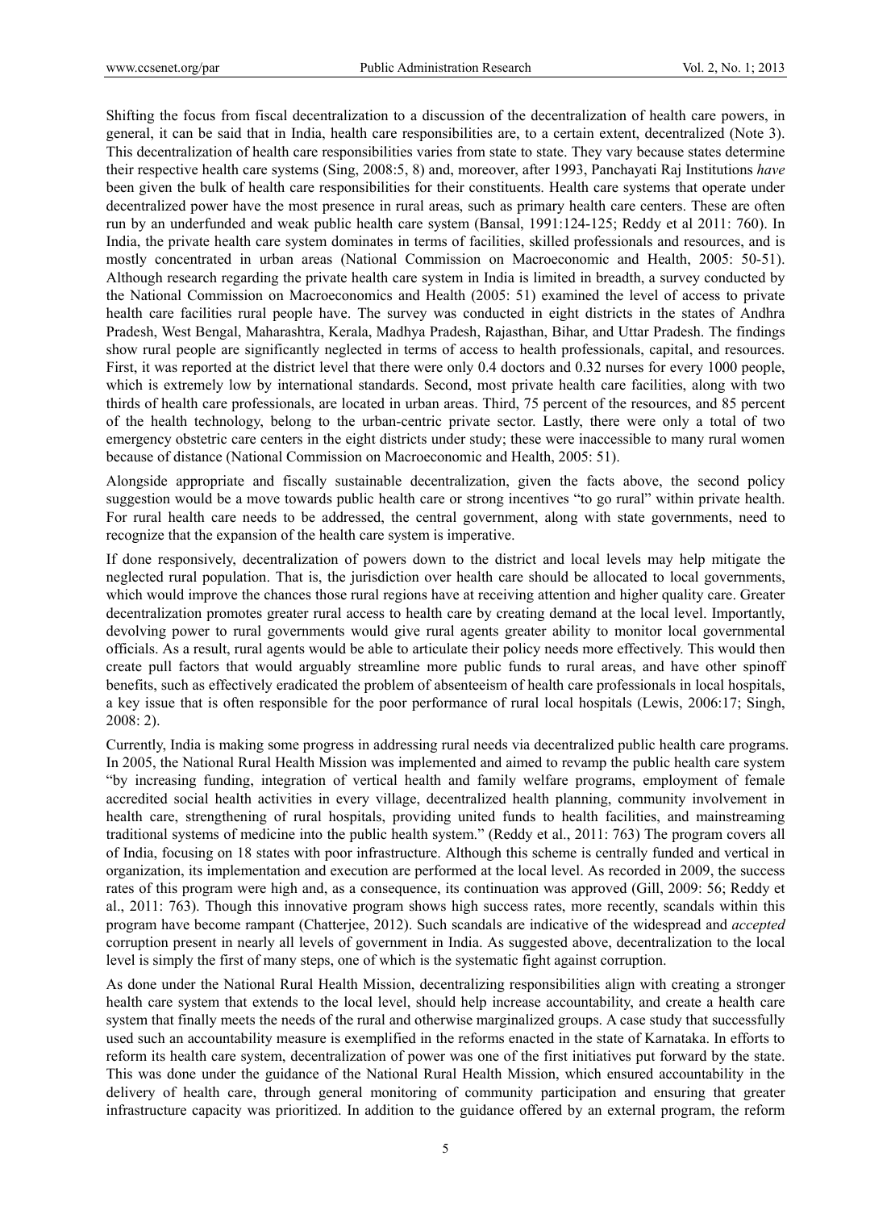Shifting the focus from fiscal decentralization to a discussion of the decentralization of health care powers, in general, it can be said that in India, health care responsibilities are, to a certain extent, decentralized (Note 3). This decentralization of health care responsibilities varies from state to state. They vary because states determine their respective health care systems (Sing, 2008:5, 8) and, moreover, after 1993, Panchayati Raj Institutions *have* been given the bulk of health care responsibilities for their constituents. Health care systems that operate under decentralized power have the most presence in rural areas, such as primary health care centers. These are often run by an underfunded and weak public health care system (Bansal, 1991:124-125; Reddy et al 2011: 760). In India, the private health care system dominates in terms of facilities, skilled professionals and resources, and is mostly concentrated in urban areas (National Commission on Macroeconomic and Health, 2005: 50-51). Although research regarding the private health care system in India is limited in breadth, a survey conducted by the National Commission on Macroeconomics and Health (2005: 51) examined the level of access to private health care facilities rural people have. The survey was conducted in eight districts in the states of Andhra Pradesh, West Bengal, Maharashtra, Kerala, Madhya Pradesh, Rajasthan, Bihar, and Uttar Pradesh. The findings show rural people are significantly neglected in terms of access to health professionals, capital, and resources. First, it was reported at the district level that there were only 0.4 doctors and 0.32 nurses for every 1000 people, which is extremely low by international standards. Second, most private health care facilities, along with two thirds of health care professionals, are located in urban areas. Third, 75 percent of the resources, and 85 percent of the health technology, belong to the urban-centric private sector. Lastly, there were only a total of two emergency obstetric care centers in the eight districts under study; these were inaccessible to many rural women because of distance (National Commission on Macroeconomic and Health, 2005: 51).

Alongside appropriate and fiscally sustainable decentralization, given the facts above, the second policy suggestion would be a move towards public health care or strong incentives "to go rural" within private health. For rural health care needs to be addressed, the central government, along with state governments, need to recognize that the expansion of the health care system is imperative.

If done responsively, decentralization of powers down to the district and local levels may help mitigate the neglected rural population. That is, the jurisdiction over health care should be allocated to local governments, which would improve the chances those rural regions have at receiving attention and higher quality care. Greater decentralization promotes greater rural access to health care by creating demand at the local level. Importantly, devolving power to rural governments would give rural agents greater ability to monitor local governmental officials. As a result, rural agents would be able to articulate their policy needs more effectively. This would then create pull factors that would arguably streamline more public funds to rural areas, and have other spinoff benefits, such as effectively eradicated the problem of absenteeism of health care professionals in local hospitals, a key issue that is often responsible for the poor performance of rural local hospitals (Lewis, 2006:17; Singh, 2008: 2).

Currently, India is making some progress in addressing rural needs via decentralized public health care programs. In 2005, the National Rural Health Mission was implemented and aimed to revamp the public health care system "by increasing funding, integration of vertical health and family welfare programs, employment of female accredited social health activities in every village, decentralized health planning, community involvement in health care, strengthening of rural hospitals, providing united funds to health facilities, and mainstreaming traditional systems of medicine into the public health system." (Reddy et al., 2011: 763) The program covers all of India, focusing on 18 states with poor infrastructure. Although this scheme is centrally funded and vertical in organization, its implementation and execution are performed at the local level. As recorded in 2009, the success rates of this program were high and, as a consequence, its continuation was approved (Gill, 2009: 56; Reddy et al., 2011: 763). Though this innovative program shows high success rates, more recently, scandals within this program have become rampant (Chatterjee, 2012). Such scandals are indicative of the widespread and *accepted* corruption present in nearly all levels of government in India. As suggested above, decentralization to the local level is simply the first of many steps, one of which is the systematic fight against corruption.

As done under the National Rural Health Mission, decentralizing responsibilities align with creating a stronger health care system that extends to the local level, should help increase accountability, and create a health care system that finally meets the needs of the rural and otherwise marginalized groups. A case study that successfully used such an accountability measure is exemplified in the reforms enacted in the state of Karnataka. In efforts to reform its health care system, decentralization of power was one of the first initiatives put forward by the state. This was done under the guidance of the National Rural Health Mission, which ensured accountability in the delivery of health care, through general monitoring of community participation and ensuring that greater infrastructure capacity was prioritized. In addition to the guidance offered by an external program, the reform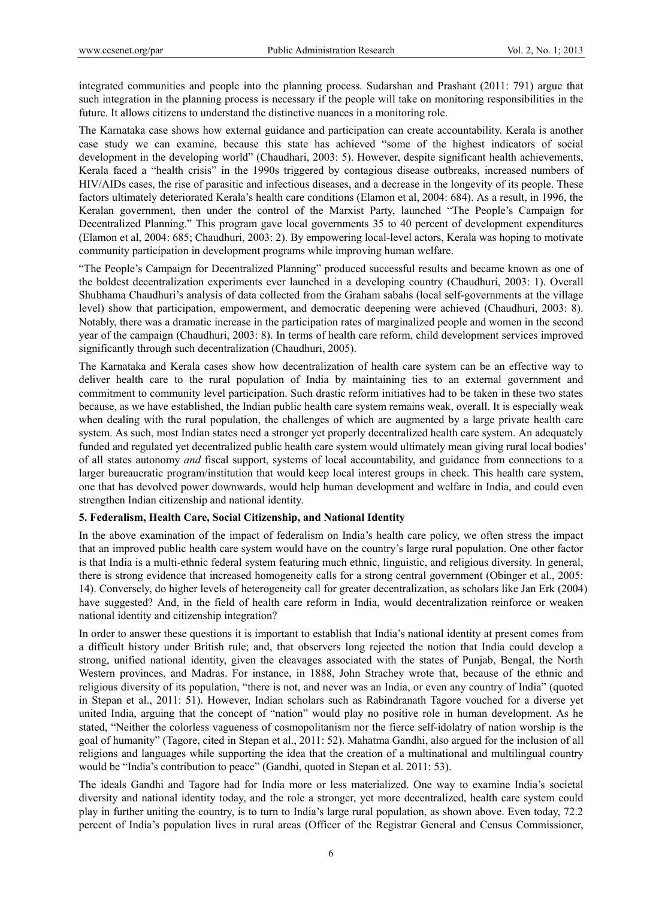integrated communities and people into the planning process. Sudarshan and Prashant (2011: 791) argue that such integration in the planning process is necessary if the people will take on monitoring responsibilities in the future. It allows citizens to understand the distinctive nuances in a monitoring role.

The Karnataka case shows how external guidance and participation can create accountability. Kerala is another case study we can examine, because this state has achieved "some of the highest indicators of social development in the developing world" (Chaudhari, 2003: 5). However, despite significant health achievements, Kerala faced a "health crisis" in the 1990s triggered by contagious disease outbreaks, increased numbers of HIV/AIDs cases, the rise of parasitic and infectious diseases, and a decrease in the longevity of its people. These factors ultimately deteriorated Kerala's health care conditions (Elamon et al, 2004: 684). As a result, in 1996, the Keralan government, then under the control of the Marxist Party, launched "The People's Campaign for Decentralized Planning." This program gave local governments 35 to 40 percent of development expenditures (Elamon et al, 2004: 685; Chaudhuri, 2003: 2). By empowering local-level actors, Kerala was hoping to motivate community participation in development programs while improving human welfare.

"The People's Campaign for Decentralized Planning" produced successful results and became known as one of the boldest decentralization experiments ever launched in a developing country (Chaudhuri, 2003: 1). Overall Shubhama Chaudhuri's analysis of data collected from the Graham sabahs (local self-governments at the village level) show that participation, empowerment, and democratic deepening were achieved (Chaudhuri, 2003: 8). Notably, there was a dramatic increase in the participation rates of marginalized people and women in the second year of the campaign (Chaudhuri, 2003: 8). In terms of health care reform, child development services improved significantly through such decentralization (Chaudhuri, 2005).

The Karnataka and Kerala cases show how decentralization of health care system can be an effective way to deliver health care to the rural population of India by maintaining ties to an external government and commitment to community level participation. Such drastic reform initiatives had to be taken in these two states because, as we have established, the Indian public health care system remains weak, overall. It is especially weak when dealing with the rural population, the challenges of which are augmented by a large private health care system. As such, most Indian states need a stronger yet properly decentralized health care system. An adequately funded and regulated yet decentralized public health care system would ultimately mean giving rural local bodies' of all states autonomy *and* fiscal support, systems of local accountability, and guidance from connections to a larger bureaucratic program/institution that would keep local interest groups in check. This health care system, one that has devolved power downwards, would help human development and welfare in India, and could even strengthen Indian citizenship and national identity.

## 5. Federalism, Health Care, Social Citizenship, and National Identity

In the above examination of the impact of federalism on India's health care policy, we often stress the impact that an improved public health care system would have on the country's large rural population. One other factor is that India is a multi-ethnic federal system featuring much ethnic, linguistic, and religious diversity. In general, there is strong evidence that increased homogeneity calls for a strong central government (Obinger et al., 2005: 14). Conversely, do higher levels of heterogeneity call for greater decentralization, as scholars like Jan Erk (2004) have suggested? And, in the field of health care reform in India, would decentralization reinforce or weaken national identity and citizenship integration?

In order to answer these questions it is important to establish that India's national identity at present comes from a difficult history under British rule; and, that observers long rejected the notion that India could develop a strong, unified national identity, given the cleavages associated with the states of Punjab, Bengal, the North Western provinces, and Madras. For instance, in 1888, John Strachey wrote that, because of the ethnic and religious diversity of its population, "there is not, and never was an India, or even any country of India" (quoted in Stepan et al., 2011: 51). However, Indian scholars such as Rabindranath Tagore vouched for a diverse yet united India, arguing that the concept of "nation" would play no positive role in human development. As he stated, "Neither the colorless vagueness of cosmopolitanism nor the fierce self-idolatry of nation worship is the goal of humanity" (Tagore, cited in Stepan et al., 2011: 52). Mahatma Gandhi, also argued for the inclusion of all religions and languages while supporting the idea that the creation of a multinational and multilingual country would be "India's contribution to peace" (Gandhi, quoted in Stepan et al. 2011: 53).

The ideals Gandhi and Tagore had for India more or less materialized. One way to examine India's societal diversity and national identity today, and the role a stronger, yet more decentralized, health care system could play in further uniting the country, is to turn to India's large rural population, as shown above. Even today, 72.2 percent of India's population lives in rural areas (Officer of the Registrar General and Census Commissioner,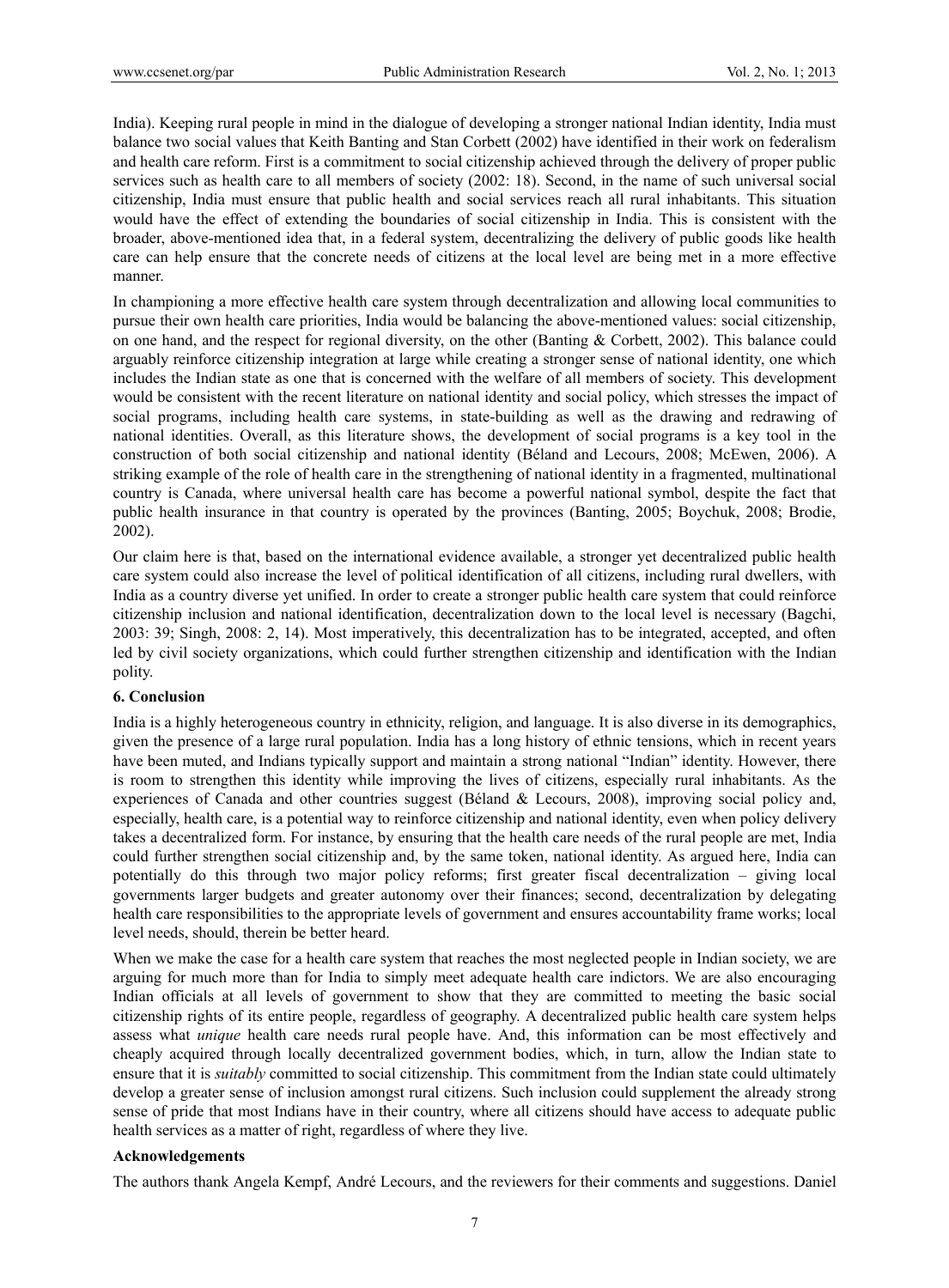India). Keeping rural people in mind in the dialogue of developing a stronger national Indian identity, India must balance two social values that Keith Banting and Stan Corbett (2002) have identified in their work on federalism and health care reform. First is a commitment to social citizenship achieved through the delivery of proper public services such as health care to all members of society (2002: 18). Second, in the name of such universal social citizenship, India must ensure that public health and social services reach all rural inhabitants. This situation would have the effect of extending the boundaries of social citizenship in India. This is consistent with the broader, above-mentioned idea that, in a federal system, decentralizing the delivery of public goods like health care can help ensure that the concrete needs of citizens at the local level are being met in a more effective manner.

In championing a more effective health care system through decentralization and allowing local communities to pursue their own health care priorities, India would be balancing the above-mentioned values: social citizenship, on one hand, and the respect for regional diversity, on the other (Banting & Corbett, 2002). This balance could arguably reinforce citizenship integration at large while creating a stronger sense of national identity, one which includes the Indian state as one that is concerned with the welfare of all members of society. This development would be consistent with the recent literature on national identity and social policy, which stresses the impact of social programs, including health care systems, in state-building as well as the drawing and redrawing of national identities. Overall, as this literature shows, the development of social programs is a key tool in the construction of both social citizenship and national identity (Béland and Lecours, 2008; McEwen, 2006). A striking example of the role of health care in the strengthening of national identity in a fragmented, multinational country is Canada, where universal health care has become a powerful national symbol, despite the fact that public health insurance in that country is operated by the provinces (Banting, 2005; Boychuk, 2008; Brodie, 2002).

Our claim here is that, based on the international evidence available, a stronger yet decentralized public health care system could also increase the level of political identification of all citizens, including rural dwellers, with India as a country diverse yet unified. In order to create a stronger public health care system that could reinforce citizenship inclusion and national identification, decentralization down to the local level is necessary (Bagchi, 2003: 39; Singh, 2008: 2, 14). Most imperatively, this decentralization has to be integrated, accepted, and often led by civil society organizations, which could further strengthen citizenship and identification with the Indian polity.

## 6. Conclusion

India is a highly heterogeneous country in ethnicity, religion, and language. It is also diverse in its demographics, given the presence of a large rural population. India has a long history of ethnic tensions, which in recent years have been muted, and Indians typically support and maintain a strong national "Indian" identity. However, there is room to strengthen this identity while improving the lives of citizens, especially rural inhabitants. As the experiences of Canada and other countries suggest (Béland & Lecours, 2008), improving social policy and, especially, health care, is a potential way to reinforce citizenship and national identity, even when policy delivery takes a decentralized form. For instance, by ensuring that the health care needs of the rural people are met, India could further strengthen social citizenship and, by the same token, national identity. As argued here, India can potentially do this through two major policy reforms; first greater fiscal decentralization – giving local governments larger budgets and greater autonomy over their finances; second, decentralization by delegating health care responsibilities to the appropriate levels of government and ensures accountability frame works; local level needs, should, therein be better heard.

When we make the case for a health care system that reaches the most neglected people in Indian society, we are arguing for much more than for India to simply meet adequate health care indictors. We are also encouraging Indian officials at all levels of government to show that they are committed to meeting the basic social citizenship rights of its entire people, regardless of geography. A decentralized public health care system helps assess what *unique* health care needs rural people have. And, this information can be most effectively and cheaply acquired through locally decentralized government bodies, which, in turn, allow the Indian state to ensure that it is *suitably* committed to social citizenship. This commitment from the Indian state could ultimately develop a greater sense of inclusion amongst rural citizens. Such inclusion could supplement the already strong sense of pride that most Indians have in their country, where all citizens should have access to adequate public health services as a matter of right, regardless of where they live.

## Acknowledgements

The authors thank Angela Kempf, André Lecours, and the reviewers for their comments and suggestions. Daniel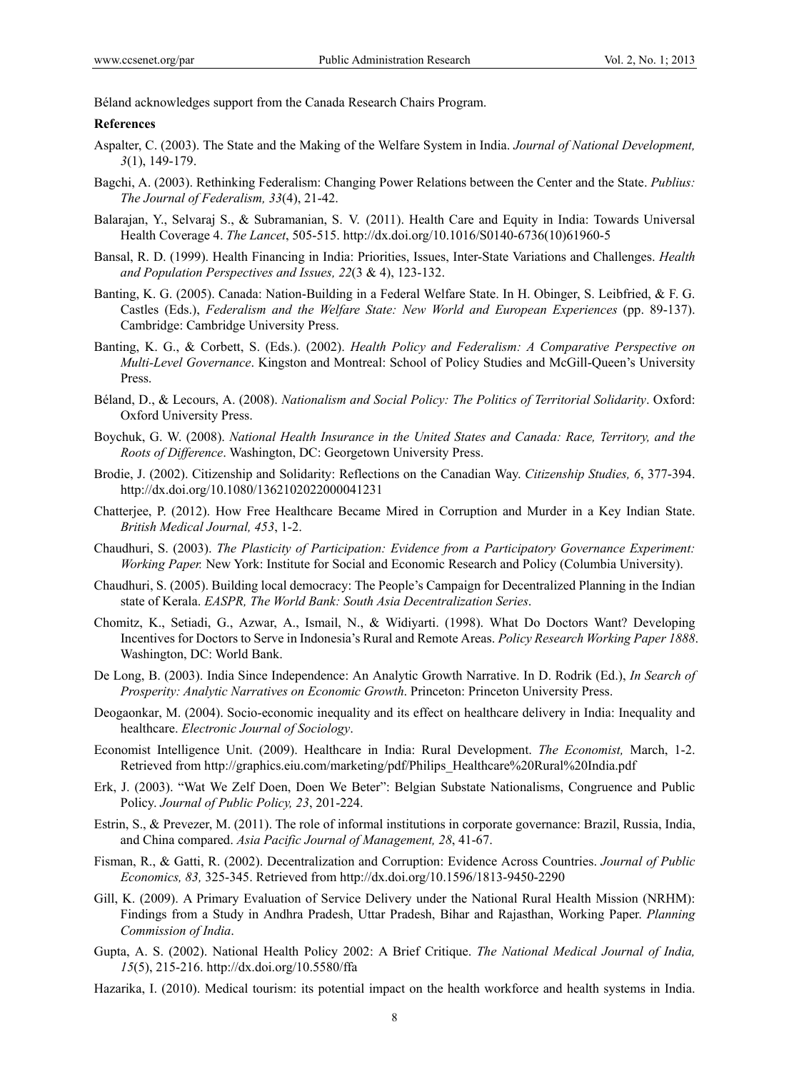Béland acknowledges support from the Canada Research Chairs Program.

**References**

Aspalter, C. (2003). The State and the Making of the Welfare System in India. *Journal of National Development, 3*(1), 149-179.

Bagchi, A. (2003). Rethinking Federalism: Changing Power Relations between the Center and the State. *Publius: The Journal of Federalism, 33*(4), 21-42.

Balarajan, Y., Selvaraj S., & Subramanian, S. V. (2011). Health Care and Equity in India: Towards Universal Health Coverage 4. *The Lancet*, 505-515. http://dx.doi.org/10.1016/S0140-6736(10)61960-5

Bansal, R. D. (1999). Health Financing in India: Priorities, Issues, Inter-State Variations and Challenges. *Health and Population Perspectives and Issues, 22*(3 & 4), 123-132.

Banting, K. G. (2005). Canada: Nation-Building in a Federal Welfare State. In H. Obinger, S. Leibfried, & F. G. Castles (Eds.), *Federalism and the Welfare State: New World and European Experiences* (pp. 89-137). Cambridge: Cambridge University Press.

Banting, K. G., & Corbett, S. (Eds.). (2002). *Health Policy and Federalism: A Comparative Perspective on Multi-Level Governance*. Kingston and Montreal: School of Policy Studies and McGill-Queen's University Press.

Béland, D., & Lecours, A. (2008). *Nationalism and Social Policy: The Politics of Territorial Solidarity*. Oxford: Oxford University Press.

Boychuk, G. W. (2008). *National Health Insurance in the United States and Canada: Race, Territory, and the Roots of Difference*. Washington, DC: Georgetown University Press.

Brodie, J. (2002). Citizenship and Solidarity: Reflections on the Canadian Way. *Citizenship Studies, 6*, 377-394. http://dx.doi.org/10.1080/1362102022000041231

Chatterjee, P. (2012). How Free Healthcare Became Mired in Corruption and Murder in a Key Indian State. *British Medical Journal, 453*, 1-2.

Chaudhuri, S. (2003). *The Plasticity of Participation: Evidence from a Participatory Governance Experiment: Working Paper.* New York: Institute for Social and Economic Research and Policy (Columbia University).

Chaudhuri, S. (2005). Building local democracy: The People's Campaign for Decentralized Planning in the Indian state of Kerala. *EASPR, The World Bank: South Asia Decentralization Series*.

Chomitz, K., Setiadi, G., Azwar, A., Ismail, N., & Widiyarti. (1998). What Do Doctors Want? Developing Incentives for Doctors to Serve in Indonesia's Rural and Remote Areas. *Policy Research Working Paper 1888*. Washington, DC: World Bank.

De Long, B. (2003). India Since Independence: An Analytic Growth Narrative. In D. Rodrik (Ed.), *In Search of Prosperity: Analytic Narratives on Economic Growth*. Princeton: Princeton University Press.

Deogaonkar, M. (2004). Socio-economic inequality and its effect on healthcare delivery in India: Inequality and healthcare. *Electronic Journal of Sociology*.

Economist Intelligence Unit. (2009). Healthcare in India: Rural Development. *The Economist,* March, 1-2. Retrieved from http://graphics.eiu.com/marketing/pdf/Philips_Healthcare%20Rural%20India.pdf

Erk, J. (2003). "Wat We Zelf Doen, Doen We Beter": Belgian Substate Nationalisms, Congruence and Public Policy. *Journal of Public Policy, 23*, 201-224.

Estrin, S., & Prevezer, M. (2011). The role of informal institutions in corporate governance: Brazil, Russia, India, and China compared. *Asia Pacific Journal of Management, 28*, 41-67.

Fisman, R., & Gatti, R. (2002). Decentralization and Corruption: Evidence Across Countries. *Journal of Public Economics, 83,* 325-345. Retrieved from http://dx.doi.org/10.1596/1813-9450-2290

Gill, K. (2009). A Primary Evaluation of Service Delivery under the National Rural Health Mission (NRHM): Findings from a Study in Andhra Pradesh, Uttar Pradesh, Bihar and Rajasthan, Working Paper. *Planning Commission of India*.

Gupta, A. S. (2002). National Health Policy 2002: A Brief Critique. *The National Medical Journal of India, 15*(5), 215-216. http://dx.doi.org/10.5580/ffa

Hazarika, I. (2010). Medical tourism: its potential impact on the health workforce and health systems in India.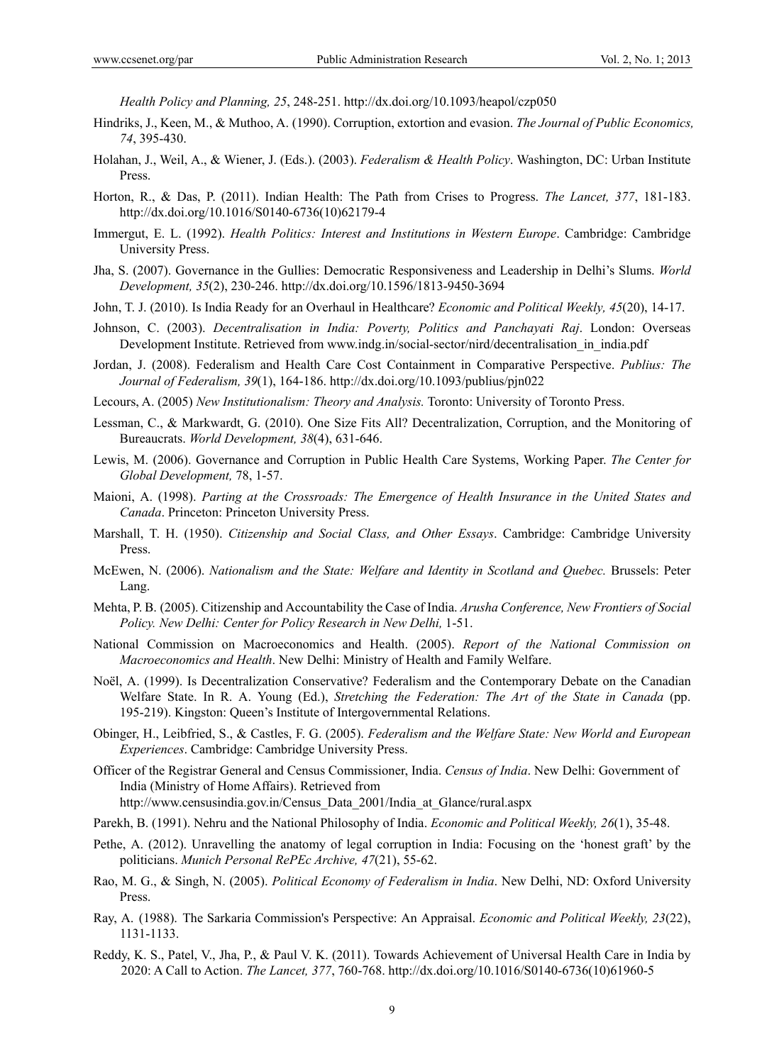*Health Policy and Planning, 25*, 248-251. http://dx.doi.org/10.1093/heapol/czp050

Hindriks, J., Keen, M., & Muthoo, A. (1990). Corruption, extortion and evasion. *The Journal of Public Economics, 74*, 395-430.

Holahan, J., Weil, A., & Wiener, J. (Eds.). (2003). *Federalism & Health Policy*. Washington, DC: Urban Institute Press.

Horton, R., & Das, P. (2011). Indian Health: The Path from Crises to Progress. *The Lancet, 377*, 181-183. http://dx.doi.org/10.1016/S0140-6736(10)62179-4

Immergut, E. L. (1992). *Health Politics: Interest and Institutions in Western Europe*. Cambridge: Cambridge University Press.

Jha, S. (2007). Governance in the Gullies: Democratic Responsiveness and Leadership in Delhi's Slums. *World Development, 35*(2), 230-246. http://dx.doi.org/10.1596/1813-9450-3694

John, T. J. (2010). Is India Ready for an Overhaul in Healthcare? *Economic and Political Weekly, 45*(20), 14-17.

Johnson, C. (2003). *Decentralisation in India: Poverty, Politics and Panchayati Raj*. London: Overseas Development Institute. Retrieved from www.indg.in/social-sector/nird/decentralisation_in_india.pdf

Jordan, J. (2008). Federalism and Health Care Cost Containment in Comparative Perspective. *Publius: The Journal of Federalism, 39*(1), 164-186. http://dx.doi.org/10.1093/publius/pjn022

Lecours, A. (2005) *New Institutionalism: Theory and Analysis.* Toronto: University of Toronto Press.

Lessman, C., & Markwardt, G. (2010). One Size Fits All? Decentralization, Corruption, and the Monitoring of Bureaucrats. *World Development, 38*(4), 631-646.

Lewis, M. (2006). Governance and Corruption in Public Health Care Systems, Working Paper. *The Center for Global Development,* 78, 1-57.

Maioni, A. (1998). *Parting at the Crossroads: The Emergence of Health Insurance in the United States and Canada*. Princeton: Princeton University Press.

Marshall, T. H. (1950). *Citizenship and Social Class, and Other Essays*. Cambridge: Cambridge University Press.

McEwen, N. (2006). *Nationalism and the State: Welfare and Identity in Scotland and Quebec.* Brussels: Peter Lang.

Mehta, P. B. (2005). Citizenship and Accountability the Case of India. *Arusha Conference, New Frontiers of Social Policy. New Delhi: Center for Policy Research in New Delhi,* 1-51.

National Commission on Macroeconomics and Health. (2005). *Report of the National Commission on Macroeconomics and Health*. New Delhi: Ministry of Health and Family Welfare.

Noël, A. (1999). Is Decentralization Conservative? Federalism and the Contemporary Debate on the Canadian Welfare State. In R. A. Young (Ed.), *Stretching the Federation: The Art of the State in Canada* (pp. 195-219). Kingston: Queen's Institute of Intergovernmental Relations.

Obinger, H., Leibfried, S., & Castles, F. G. (2005). *Federalism and the Welfare State: New World and European Experiences*. Cambridge: Cambridge University Press.

Officer of the Registrar General and Census Commissioner, India. *Census of India*. New Delhi: Government of India (Ministry of Home Affairs). Retrieved from http://www.censusindia.gov.in/Census_Data_2001/India_at_Glance/rural.aspx

Parekh, B. (1991). Nehru and the National Philosophy of India. *Economic and Political Weekly, 26*(1), 35-48.

Pethe, A. (2012). Unravelling the anatomy of legal corruption in India: Focusing on the 'honest graft' by the politicians. *Munich Personal RePEc Archive, 47*(21), 55-62.

Rao, M. G., & Singh, N. (2005). *Political Economy of Federalism in India*. New Delhi, ND: Oxford University Press.

Ray, A. (1988). The Sarkaria Commission's Perspective: An Appraisal. *Economic and Political Weekly, 23*(22), 1131-1133.

Reddy, K. S., Patel, V., Jha, P., & Paul V. K. (2011). Towards Achievement of Universal Health Care in India by 2020: A Call to Action. *The Lancet, 377*, 760-768. http://dx.doi.org/10.1016/S0140-6736(10)61960-5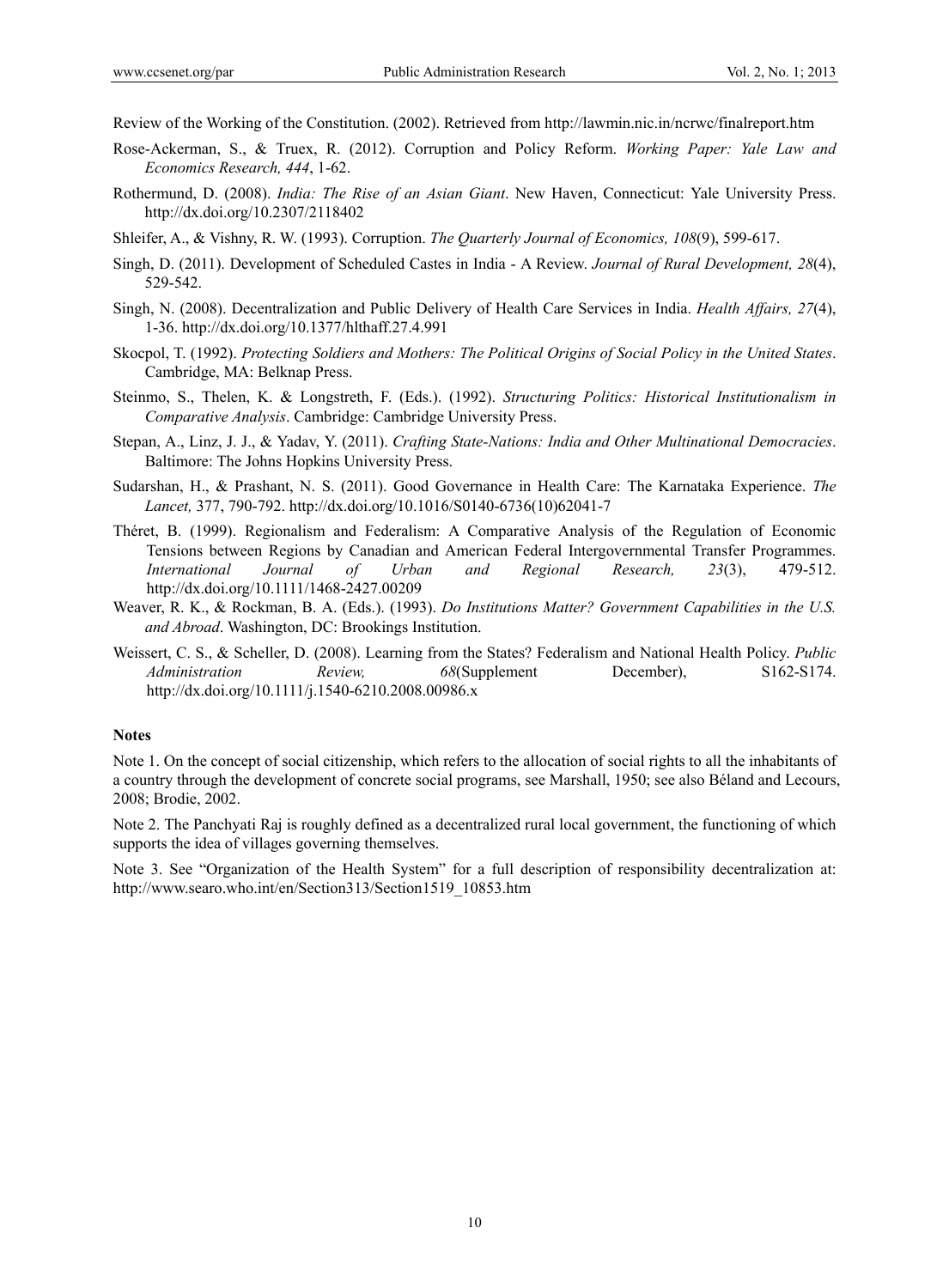Review of the Working of the Constitution. (2002). Retrieved from http://lawmin.nic.in/ncrwc/finalreport.htm

Rose-Ackerman, S., & Truex, R. (2012). Corruption and Policy Reform. *Working Paper: Yale Law and Economics Research, 444*, 1-62.

Rothermund, D. (2008). *India: The Rise of an Asian Giant*. New Haven, Connecticut: Yale University Press. http://dx.doi.org/10.2307/2118402

Shleifer, A., & Vishny, R. W. (1993). Corruption. *The Quarterly Journal of Economics, 108*(9), 599-617.

Singh, D. (2011). Development of Scheduled Castes in India - A Review. *Journal of Rural Development, 28*(4), 529-542.

Singh, N. (2008). Decentralization and Public Delivery of Health Care Services in India. *Health Affairs, 27*(4), 1-36. http://dx.doi.org/10.1377/hlthaff.27.4.991

Skocpol, T. (1992). *Protecting Soldiers and Mothers: The Political Origins of Social Policy in the United States*. Cambridge, MA: Belknap Press.

Steinmo, S., Thelen, K. & Longstreth, F. (Eds.). (1992). *Structuring Politics: Historical Institutionalism in Comparative Analysis*. Cambridge: Cambridge University Press.

Stepan, A., Linz, J. J., & Yadav, Y. (2011). *Crafting State-Nations: India and Other Multinational Democracies*. Baltimore: The Johns Hopkins University Press.

Sudarshan, H., & Prashant, N. S. (2011). Good Governance in Health Care: The Karnataka Experience. *The Lancet,* 377, 790-792. http://dx.doi.org/10.1016/S0140-6736(10)62041-7

Théret, B. (1999). Regionalism and Federalism: A Comparative Analysis of the Regulation of Economic Tensions between Regions by Canadian and American Federal Intergovernmental Transfer Programmes. *International Journal of Urban and Regional Research, 23*(3), 479-512. http://dx.doi.org/10.1111/1468-2427.00209

Weaver, R. K., & Rockman, B. A. (Eds.). (1993). *Do Institutions Matter? Government Capabilities in the U.S. and Abroad*. Washington, DC: Brookings Institution.

Weissert, C. S., & Scheller, D. (2008). Learning from the States? Federalism and National Health Policy. *Public Administration Review, 68*(Supplement December), S162-S174. http://dx.doi.org/10.1111/j.1540-6210.2008.00986.x

**Notes**

Note 1. On the concept of social citizenship, which refers to the allocation of social rights to all the inhabitants of a country through the development of concrete social programs, see Marshall, 1950; see also Béland and Lecours, 2008; Brodie, 2002.

Note 2. The Panchyati Raj is roughly defined as a decentralized rural local government, the functioning of which supports the idea of villages governing themselves.

Note 3. See "Organization of the Health System" for a full description of responsibility decentralization at: http://www.searo.who.int/en/Section313/Section1519_10853.htm